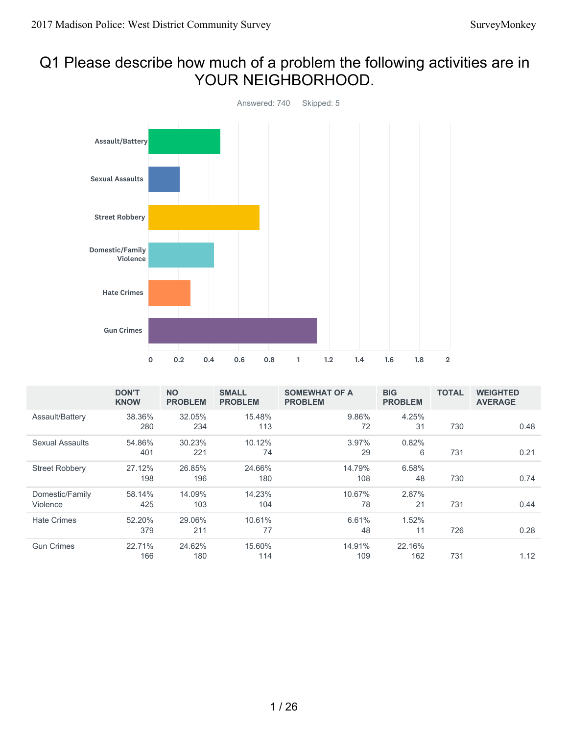# Q1 Please describe how much of a problem the following activities are in YOUR NEIGHBORHOOD.

Answered: 740 Skipped: 5

| | DON'T KNOW | NO PROBLEM | SMALL PROBLEM | SOMEWHAT OF A PROBLEM | BIG PROBLEM | TOTAL | WEIGHTED AVERAGE |
|---|---|---|---|---|---|---|---|
| Assault/Battery | 38.36% 280 | 32.05% 234 | 15.48% 113 | 9.86% 72 | 4.25% 31 | 730 | 0.48 |
| Sexual Assaults | 54.86% 401 | 30.23% 221 | 10.12% 74 | 3.97% 29 | 0.82% 6 | 731 | 0.21 |
| Street Robbery | 27.12% 198 | 26.85% 196 | 24.66% 180 | 14.79% 108 | 6.58% 48 | 730 | 0.74 |
| Domestic/Family Violence | 58.14% 425 | 14.09% 103 | 14.23% 104 | 10.67% 78 | 2.87% 21 | 731 | 0.44 |
| Hate Crimes | 52.20% 379 | 29.06% 211 | 10.61% 77 | 6.61% 48 | 1.52% 11 | 726 | 0.28 |
| Gun Crimes | 22.71% 166 | 24.62% 180 | 15.60% 114 | 14.91% 109 | 22.16% 162 | 731 | 1.12 |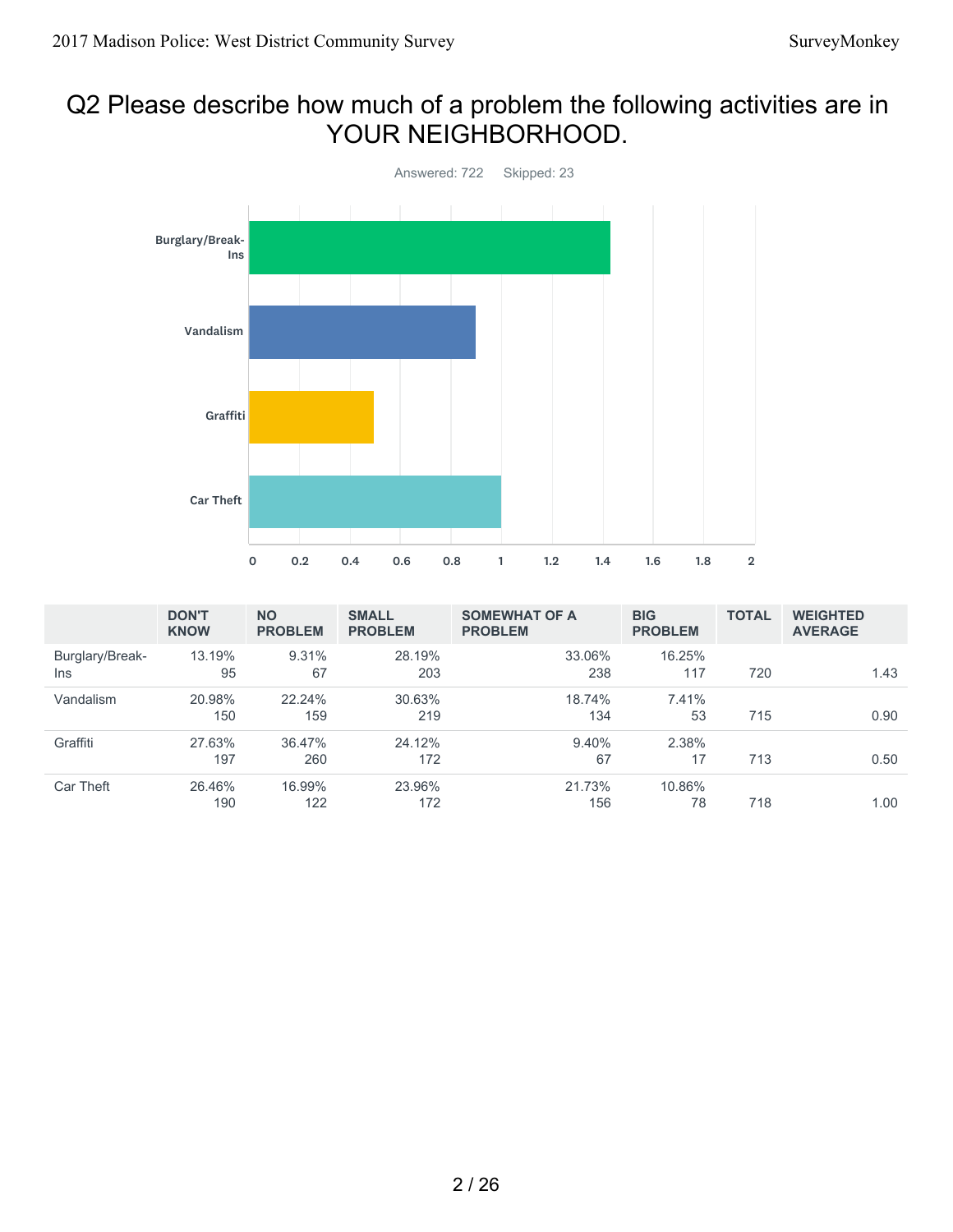# Q2 Please describe how much of a problem the following activities are in YOUR NEIGHBORHOOD.

Answered: 722 Skipped: 23

| | DON'T KNOW | NO PROBLEM | SMALL PROBLEM | SOMEWHAT OF A PROBLEM | BIG PROBLEM | TOTAL | WEIGHTED AVERAGE |
|---|---|---|---|---|---|---|---|
| Burglary/Break-Ins | 13.19%<br>95 | 9.31%<br>67 | 28.19%<br>203 | 33.06%<br>238 | 16.25%<br>117 | 720 | 1.43 |
| Vandalism | 20.98%<br>150 | 22.24%<br>159 | 30.63%<br>219 | 18.74%<br>134 | 7.41%<br>53 | 715 | 0.90 |
| Graffiti | 27.63%<br>197 | 36.47%<br>260 | 24.12%<br>172 | 9.40%<br>67 | 2.38%<br>17 | 713 | 0.50 |
| Car Theft | 26.46%<br>190 | 16.99%<br>122 | 23.96%<br>172 | 21.73%<br>156 | 10.86%<br>78 | 718 | 1.00 |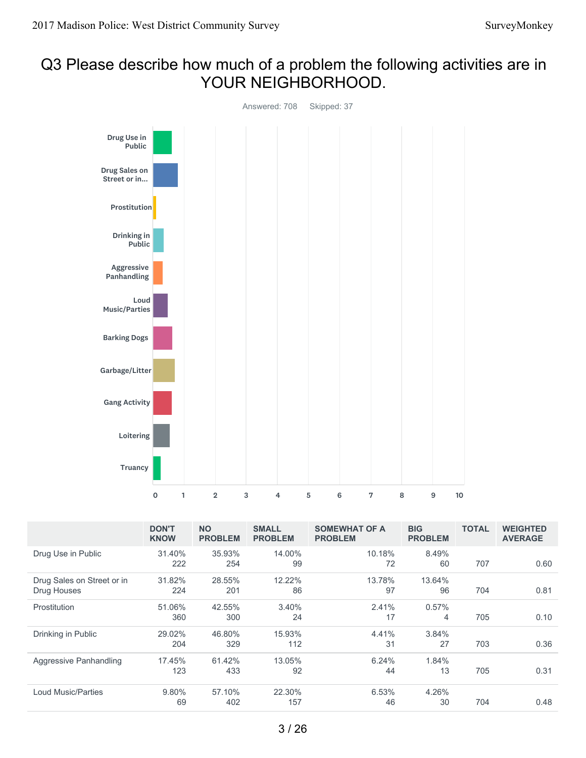# Q3 Please describe how much of a problem the following activities are in YOUR NEIGHBORHOOD.

Answered: 708 Skipped: 37

| | DON'T KNOW | NO PROBLEM | SMALL PROBLEM | SOMEWHAT OF A PROBLEM | BIG PROBLEM | TOTAL | WEIGHTED AVERAGE |
|---|---|---|---|---|---|---|---|
| Drug Use in Public | 31.40% 222 | 35.93% 254 | 14.00% 99 | 10.18% 72 | 8.49% 60 | 707 | 0.60 |
| Drug Sales on Street or in Drug Houses | 31.82% 224 | 28.55% 201 | 12.22% 86 | 13.78% 97 | 13.64% 96 | 704 | 0.81 |
| Prostitution | 51.06% 360 | 42.55% 300 | 3.40% 24 | 2.41% 17 | 0.57% 4 | 705 | 0.10 |
| Drinking in Public | 29.02% 204 | 46.80% 329 | 15.93% 112 | 4.41% 31 | 3.84% 27 | 703 | 0.36 |
| Aggressive Panhandling | 17.45% 123 | 61.42% 433 | 13.05% 92 | 6.24% 44 | 1.84% 13 | 705 | 0.31 |
| Loud Music/Parties | 9.80% 69 | 57.10% 402 | 22.30% 157 | 6.53% 46 | 4.26% 30 | 704 | 0.48 |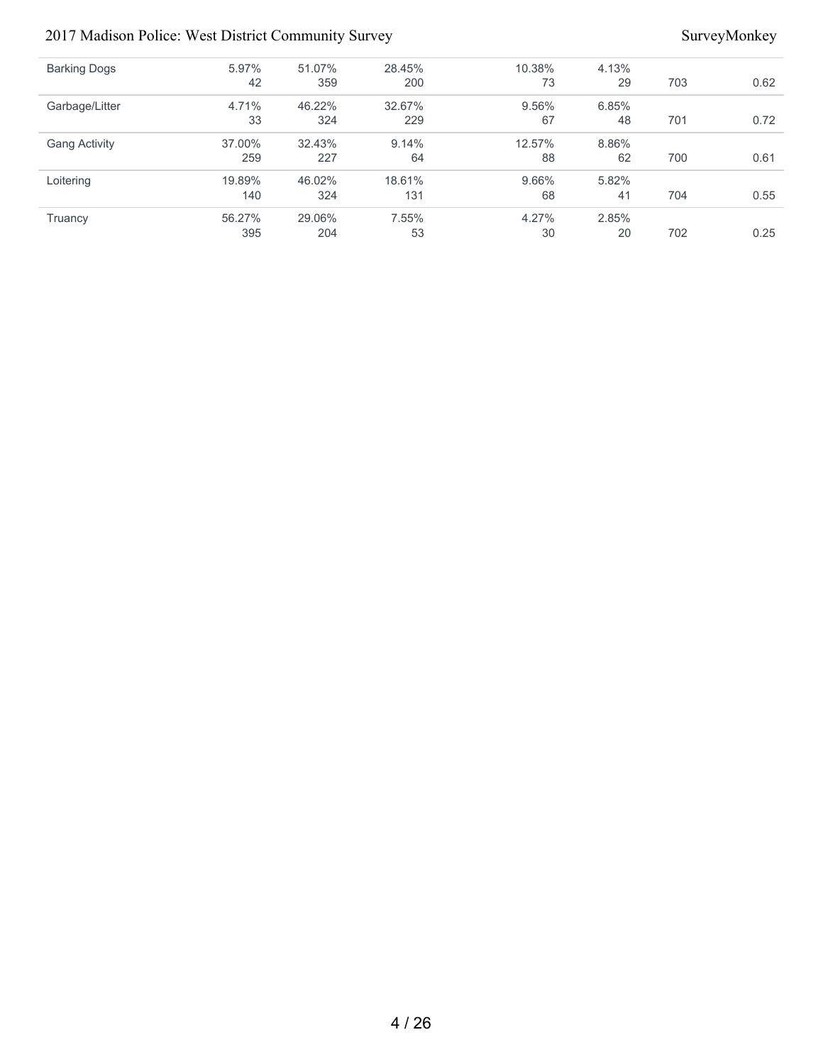| | | | | | | | |
|---|---|---|---|---|---|---|---|
| Barking Dogs | 5.97%<br>42 | 51.07%<br>359 | 28.45%<br>200 | 10.38%<br>73 | 4.13%<br>29 | 703 | 0.62 |
| Garbage/Litter | 4.71%<br>33 | 46.22%<br>324 | 32.67%<br>229 | 9.56%<br>67 | 6.85%<br>48 | 701 | 0.72 |
| Gang Activity | 37.00%<br>259 | 32.43%<br>227 | 9.14%<br>64 | 12.57%<br>88 | 8.86%<br>62 | 700 | 0.61 |
| Loitering | 19.89%<br>140 | 46.02%<br>324 | 18.61%<br>131 | 9.66%<br>68 | 5.82%<br>41 | 704 | 0.55 |
| Truancy | 56.27%<br>395 | 29.06%<br>204 | 7.55%<br>53 | 4.27%<br>30 | 2.85%<br>20 | 702 | 0.25 |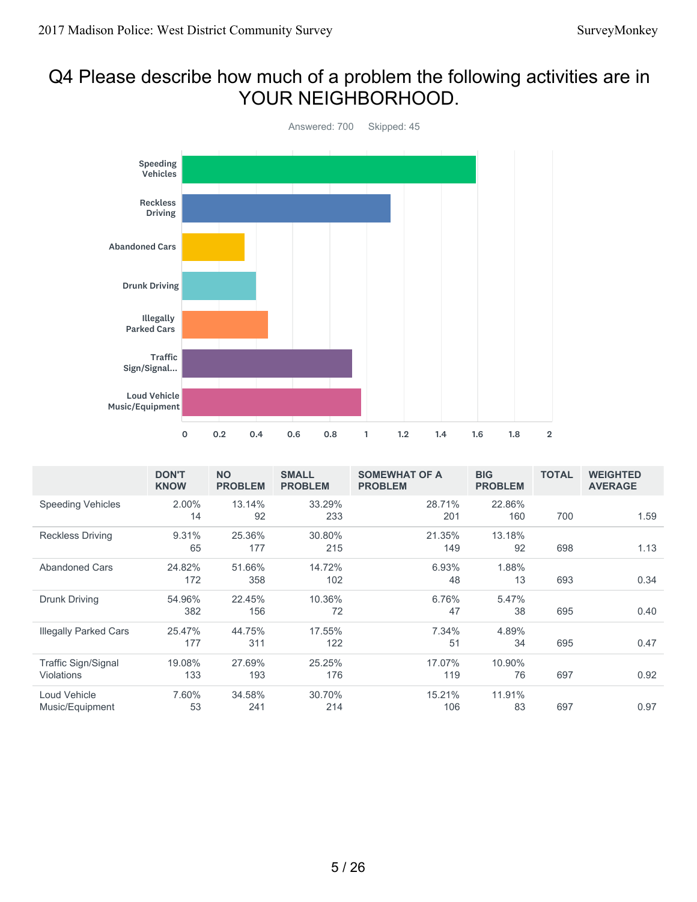# Q4 Please describe how much of a problem the following activities are in YOUR NEIGHBORHOOD.

Answered: 700 Skipped: 45

| | DON'T KNOW | NO PROBLEM | SMALL PROBLEM | SOMEWHAT OF A PROBLEM | BIG PROBLEM | TOTAL | WEIGHTED AVERAGE |
|---|---|---|---|---|---|---|---|
| Speeding Vehicles | 2.00% 14 | 13.14% 92 | 33.29% 233 | 28.71% 201 | 22.86% 160 | 700 | 1.59 |
| Reckless Driving | 9.31% 65 | 25.36% 177 | 30.80% 215 | 21.35% 149 | 13.18% 92 | 698 | 1.13 |
| Abandoned Cars | 24.82% 172 | 51.66% 358 | 14.72% 102 | 6.93% 48 | 1.88% 13 | 693 | 0.34 |
| Drunk Driving | 54.96% 382 | 22.45% 156 | 10.36% 72 | 6.76% 47 | 5.47% 38 | 695 | 0.40 |
| Illegally Parked Cars | 25.47% 177 | 44.75% 311 | 17.55% 122 | 7.34% 51 | 4.89% 34 | 695 | 0.47 |
| Traffic Sign/Signal Violations | 19.08% 133 | 27.69% 193 | 25.25% 176 | 17.07% 119 | 10.90% 76 | 697 | 0.92 |
| Loud Vehicle Music/Equipment | 7.60% 53 | 34.58% 241 | 30.70% 214 | 15.21% 106 | 11.91% 83 | 697 | 0.97 |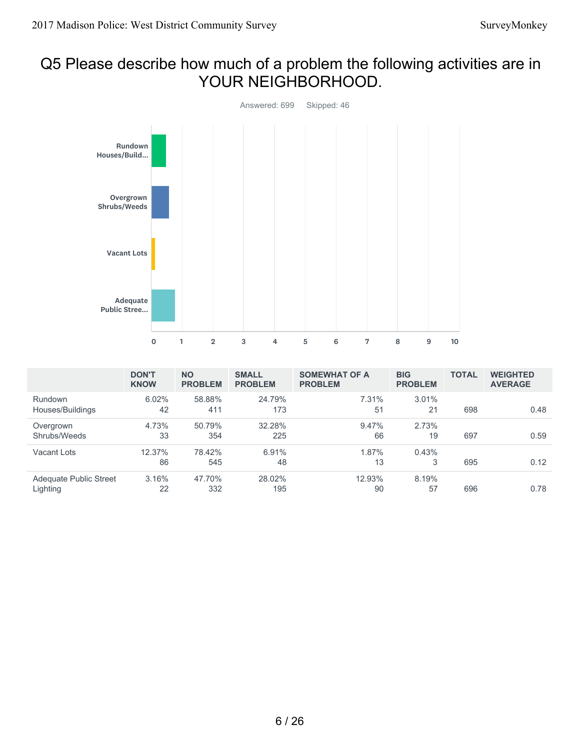# Q5 Please describe how much of a problem the following activities are in YOUR NEIGHBORHOOD.

Answered: 699 Skipped: 46

| | DON'T KNOW | NO PROBLEM | SMALL PROBLEM | SOMEWHAT OF A PROBLEM | BIG PROBLEM | TOTAL | WEIGHTED AVERAGE |
|---|---|---|---|---|---|---|---|
| Rundown Houses/Buildings | 6.02% 42 | 58.88% 411 | 24.79% 173 | 7.31% 51 | 3.01% 21 | 698 | 0.48 |
| Overgrown Shrubs/Weeds | 4.73% 33 | 50.79% 354 | 32.28% 225 | 9.47% 66 | 2.73% 19 | 697 | 0.59 |
| Vacant Lots | 12.37% 86 | 78.42% 545 | 6.91% 48 | 1.87% 13 | 0.43% 3 | 695 | 0.12 |
| Adequate Public Street Lighting | 3.16% 22 | 47.70% 332 | 28.02% 195 | 12.93% 90 | 8.19% 57 | 696 | 0.78 |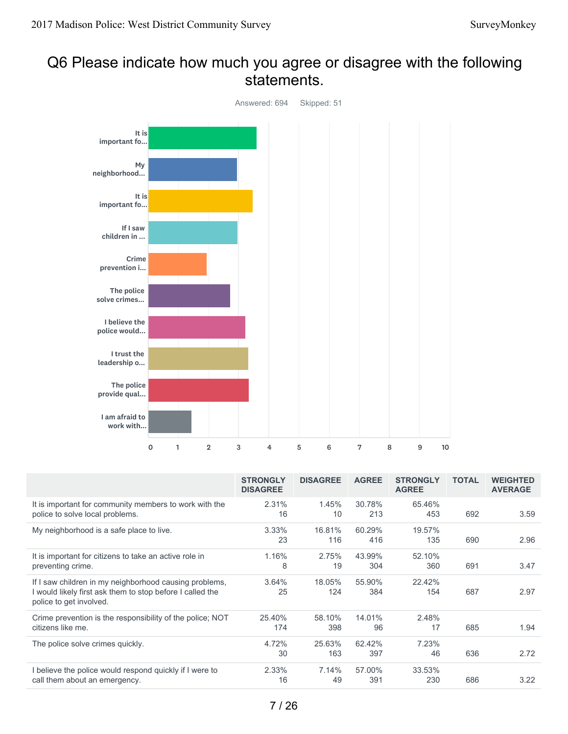# Q6 Please indicate how much you agree or disagree with the following statements.

Answered: 694 Skipped: 51

| | STRONGLY DISAGREE | DISAGREE | AGREE | STRONGLY AGREE | TOTAL | WEIGHTED AVERAGE |
|---|---|---|---|---|---|---|
| It is important for community members to work with the police to solve local problems. | 2.31%<br>16 | 1.45%<br>10 | 30.78%<br>213 | 65.46%<br>453 | 692 | 3.59 |
| My neighborhood is a safe place to live. | 3.33%<br>23 | 16.81%<br>116 | 60.29%<br>416 | 19.57%<br>135 | 690 | 2.96 |
| It is important for citizens to take an active role in preventing crime. | 1.16%<br>8 | 2.75%<br>19 | 43.99%<br>304 | 52.10%<br>360 | 691 | 3.47 |
| If I saw children in my neighborhood causing problems, I would likely first ask them to stop before I called the police to get involved. | 3.64%<br>25 | 18.05%<br>124 | 55.90%<br>384 | 22.42%<br>154 | 687 | 2.97 |
| Crime prevention is the responsibility of the police; NOT citizens like me. | 25.40%<br>174 | 58.10%<br>398 | 14.01%<br>96 | 2.48%<br>17 | 685 | 1.94 |
| The police solve crimes quickly. | 4.72%<br>30 | 25.63%<br>163 | 62.42%<br>397 | 7.23%<br>46 | 636 | 2.72 |
| I believe the police would respond quickly if I were to call them about an emergency. | 2.33%<br>16 | 7.14%<br>49 | 57.00%<br>391 | 33.53%<br>230 | 686 | 3.22 |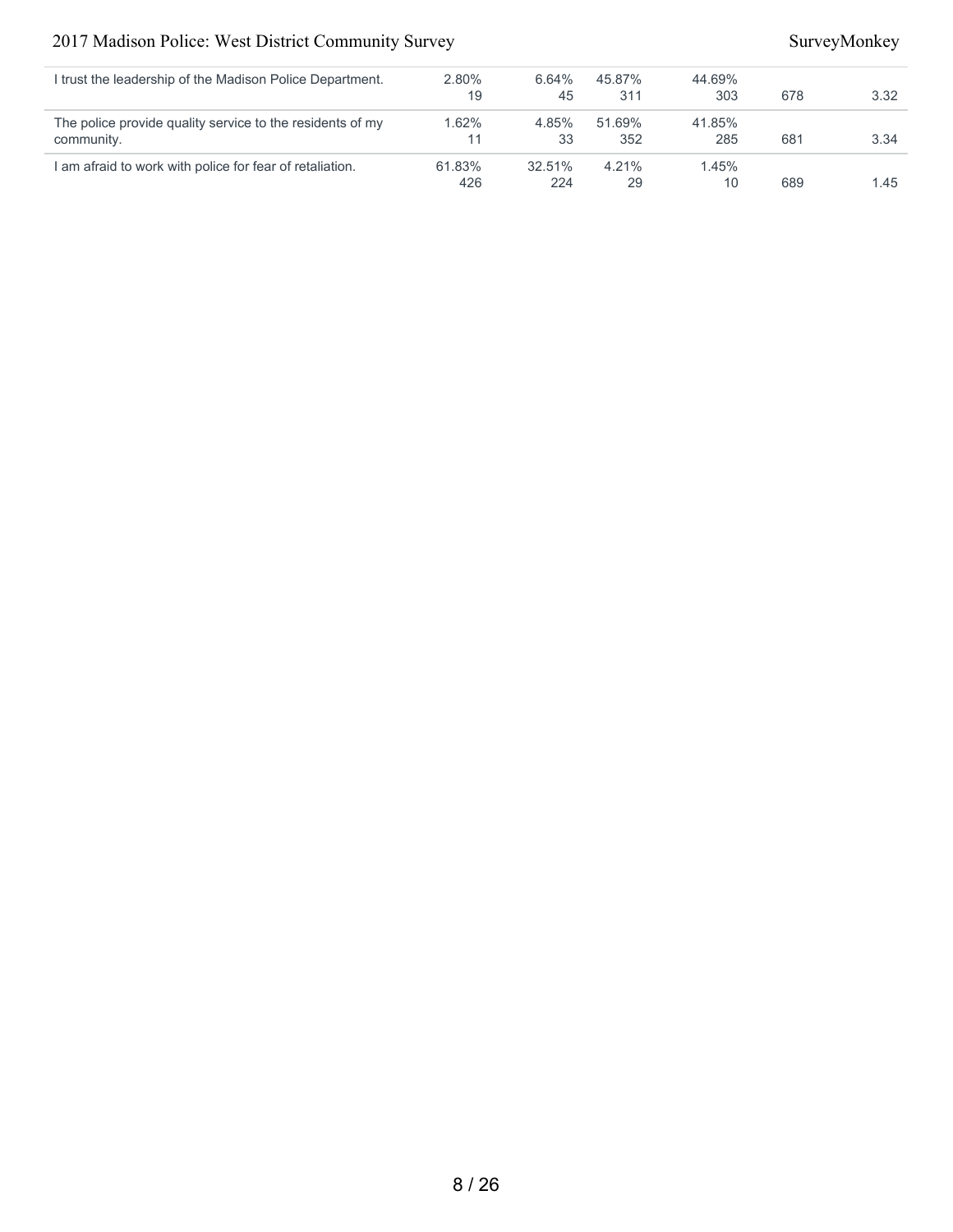| | | | | | | |
|---|---|---|---|---|---|---|
| I trust the leadership of the Madison Police Department. | 2.80%<br>19 | 6.64%<br>45 | 45.87%<br>311 | 44.69%<br>303 | 678 | 3.32 |
| The police provide quality service to the residents of my community. | 1.62%<br>11 | 4.85%<br>33 | 51.69%<br>352 | 41.85%<br>285 | 681 | 3.34 |
| I am afraid to work with police for fear of retaliation. | 61.83%<br>426 | 32.51%<br>224 | 4.21%<br>29 | 1.45%<br>10 | 689 | 1.45 |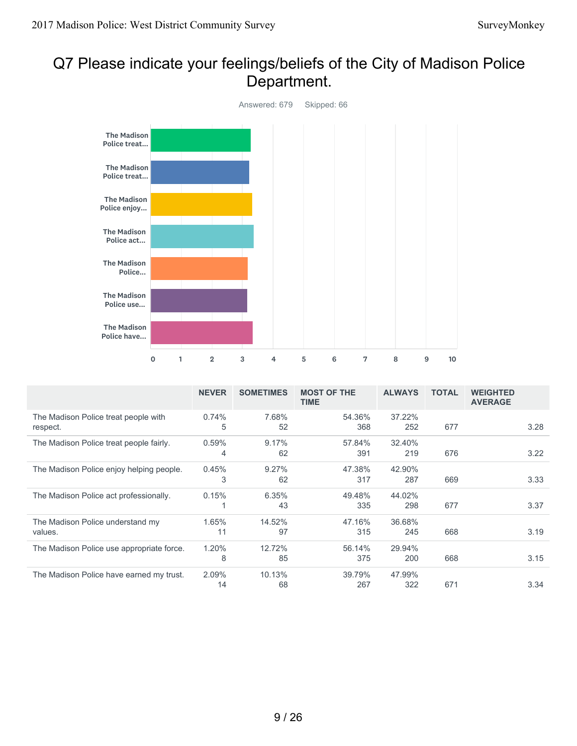# Q7 Please indicate your feelings/beliefs of the City of Madison Police Department.

Answered: 679 Skipped: 66

| | NEVER | SOMETIMES | MOST OF THE TIME | ALWAYS | TOTAL | WEIGHTED AVERAGE |
|---|---|---|---|---|---|---|
| The Madison Police treat people with respect. | 0.74% 5 | 7.68% 52 | 54.36% 368 | 37.22% 252 | 677 | 3.28 |
| The Madison Police treat people fairly. | 0.59% 4 | 9.17% 62 | 57.84% 391 | 32.40% 219 | 676 | 3.22 |
| The Madison Police enjoy helping people. | 0.45% 3 | 9.27% 62 | 47.38% 317 | 42.90% 287 | 669 | 3.33 |
| The Madison Police act professionally. | 0.15% 1 | 6.35% 43 | 49.48% 335 | 44.02% 298 | 677 | 3.37 |
| The Madison Police understand my values. | 1.65% 11 | 14.52% 97 | 47.16% 315 | 36.68% 245 | 668 | 3.19 |
| The Madison Police use appropriate force. | 1.20% 8 | 12.72% 85 | 56.14% 375 | 29.94% 200 | 668 | 3.15 |
| The Madison Police have earned my trust. | 2.09% 14 | 10.13% 68 | 39.79% 267 | 47.99% 322 | 671 | 3.34 |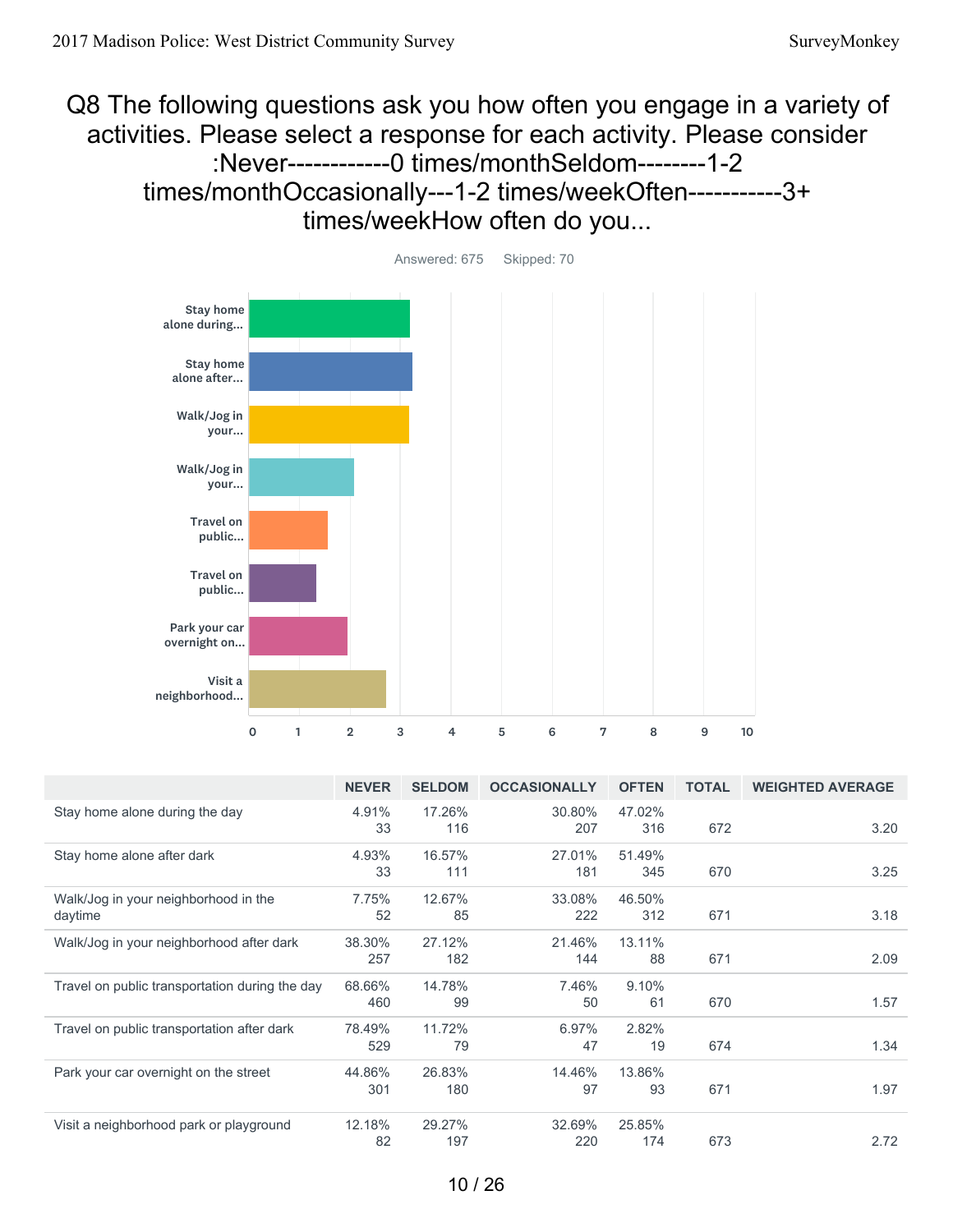# Q8 The following questions ask you how often you engage in a variety of activities. Please select a response for each activity. Please consider :Never------------0 times/monthSeldom--------1-2 times/monthOccasionally---1-2 times/weekOften-----------3+ times/weekHow often do you...

Answered: 675 Skipped: 70

| | NEVER | SELDOM | OCCASIONALLY | OFTEN | TOTAL | WEIGHTED AVERAGE |
|---|---|---|---|---|---|---|
| Stay home alone during the day | 4.91% 33 | 17.26% 116 | 30.80% 207 | 47.02% 316 | 672 | 3.20 |
| Stay home alone after dark | 4.93% 33 | 16.57% 111 | 27.01% 181 | 51.49% 345 | 670 | 3.25 |
| Walk/Jog in your neighborhood in the daytime | 7.75% 52 | 12.67% 85 | 33.08% 222 | 46.50% 312 | 671 | 3.18 |
| Walk/Jog in your neighborhood after dark | 38.30% 257 | 27.12% 182 | 21.46% 144 | 13.11% 88 | 671 | 2.09 |
| Travel on public transportation during the day | 68.66% 460 | 14.78% 99 | 7.46% 50 | 9.10% 61 | 670 | 1.57 |
| Travel on public transportation after dark | 78.49% 529 | 11.72% 79 | 6.97% 47 | 2.82% 19 | 674 | 1.34 |
| Park your car overnight on the street | 44.86% 301 | 26.83% 180 | 14.46% 97 | 13.86% 93 | 671 | 1.97 |
| Visit a neighborhood park or playground | 12.18% 82 | 29.27% 197 | 32.69% 220 | 25.85% 174 | 673 | 2.72 |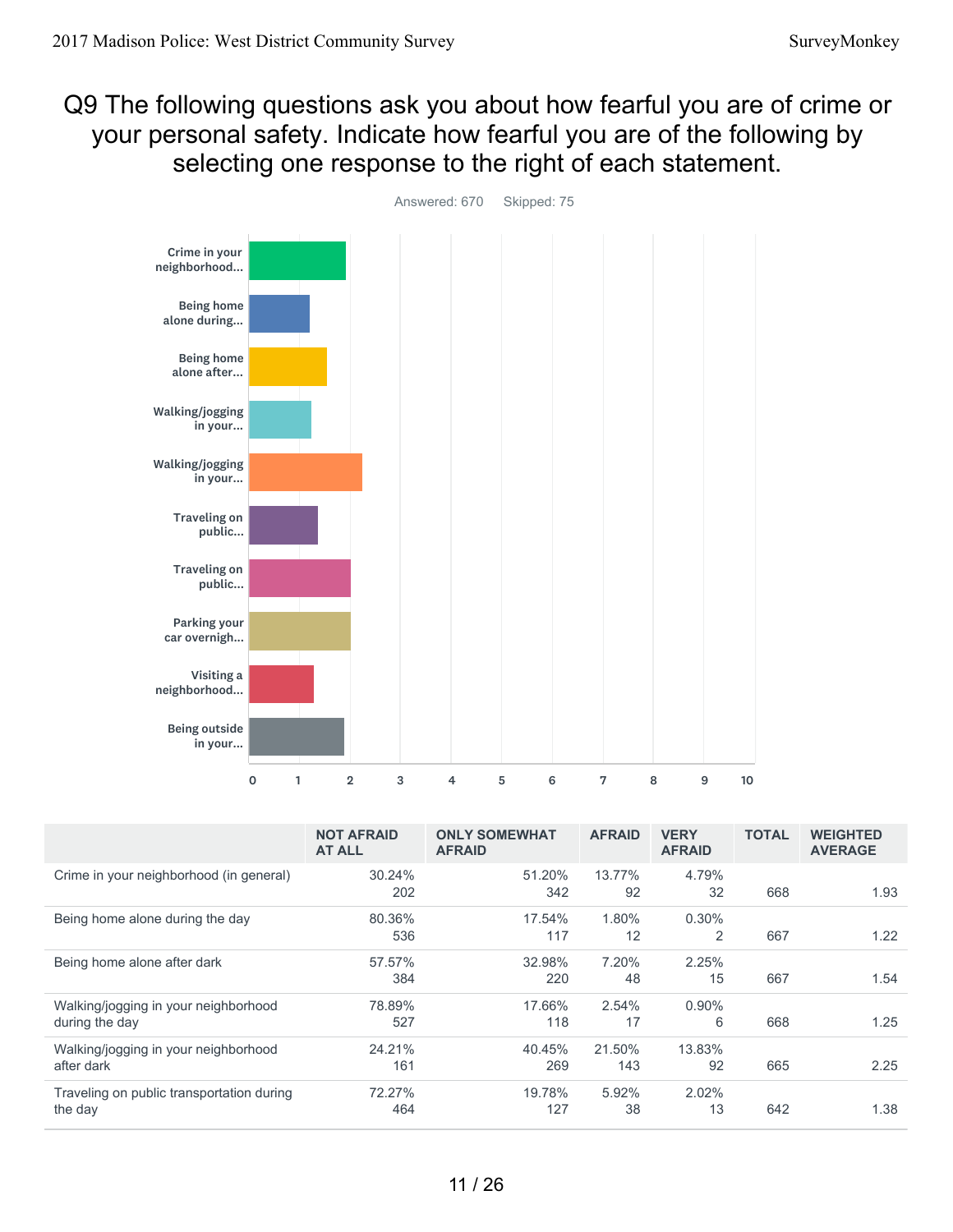# Q9 The following questions ask you about how fearful you are of crime or your personal safety. Indicate how fearful you are of the following by selecting one response to the right of each statement.

Answered: 670 Skipped: 75

| | NOT AFRAID AT ALL | ONLY SOMEWHAT AFRAID | AFRAID | VERY AFRAID | TOTAL | WEIGHTED AVERAGE |
|---|---|---|---|---|---|---|
| Crime in your neighborhood (in general) | 30.24%<br>202 | 51.20%<br>342 | 13.77%<br>92 | 4.79%<br>32 | 668 | 1.93 |
| Being home alone during the day | 80.36%<br>536 | 17.54%<br>117 | 1.80%<br>12 | 0.30%<br>2 | 667 | 1.22 |
| Being home alone after dark | 57.57%<br>384 | 32.98%<br>220 | 7.20%<br>48 | 2.25%<br>15 | 667 | 1.54 |
| Walking/jogging in your neighborhood during the day | 78.89%<br>527 | 17.66%<br>118 | 2.54%<br>17 | 0.90%<br>6 | 668 | 1.25 |
| Walking/jogging in your neighborhood after dark | 24.21%<br>161 | 40.45%<br>269 | 21.50%<br>143 | 13.83%<br>92 | 665 | 2.25 |
| Traveling on public transportation during the day | 72.27%<br>464 | 19.78%<br>127 | 5.92%<br>38 | 2.02%<br>13 | 642 | 1.38 |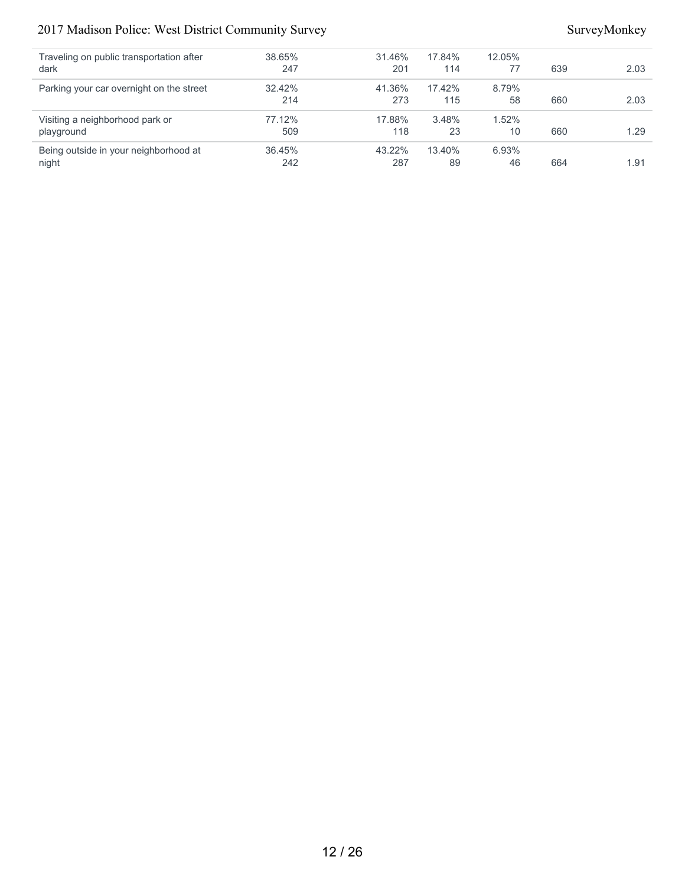| | | | | | | |
|---|---|---|---|---|---|---|
| Traveling on public transportation after dark | 38.65%<br>247 | 31.46%<br>201 | 17.84%<br>114 | 12.05%<br>77 | 639 | 2.03 |
| Parking your car overnight on the street | 32.42%<br>214 | 41.36%<br>273 | 17.42%<br>115 | 8.79%<br>58 | 660 | 2.03 |
| Visiting a neighborhood park or playground | 77.12%<br>509 | 17.88%<br>118 | 3.48%<br>23 | 1.52%<br>10 | 660 | 1.29 |
| Being outside in your neighborhood at night | 36.45%<br>242 | 43.22%<br>287 | 13.40%<br>89 | 6.93%<br>46 | 664 | 1.91 |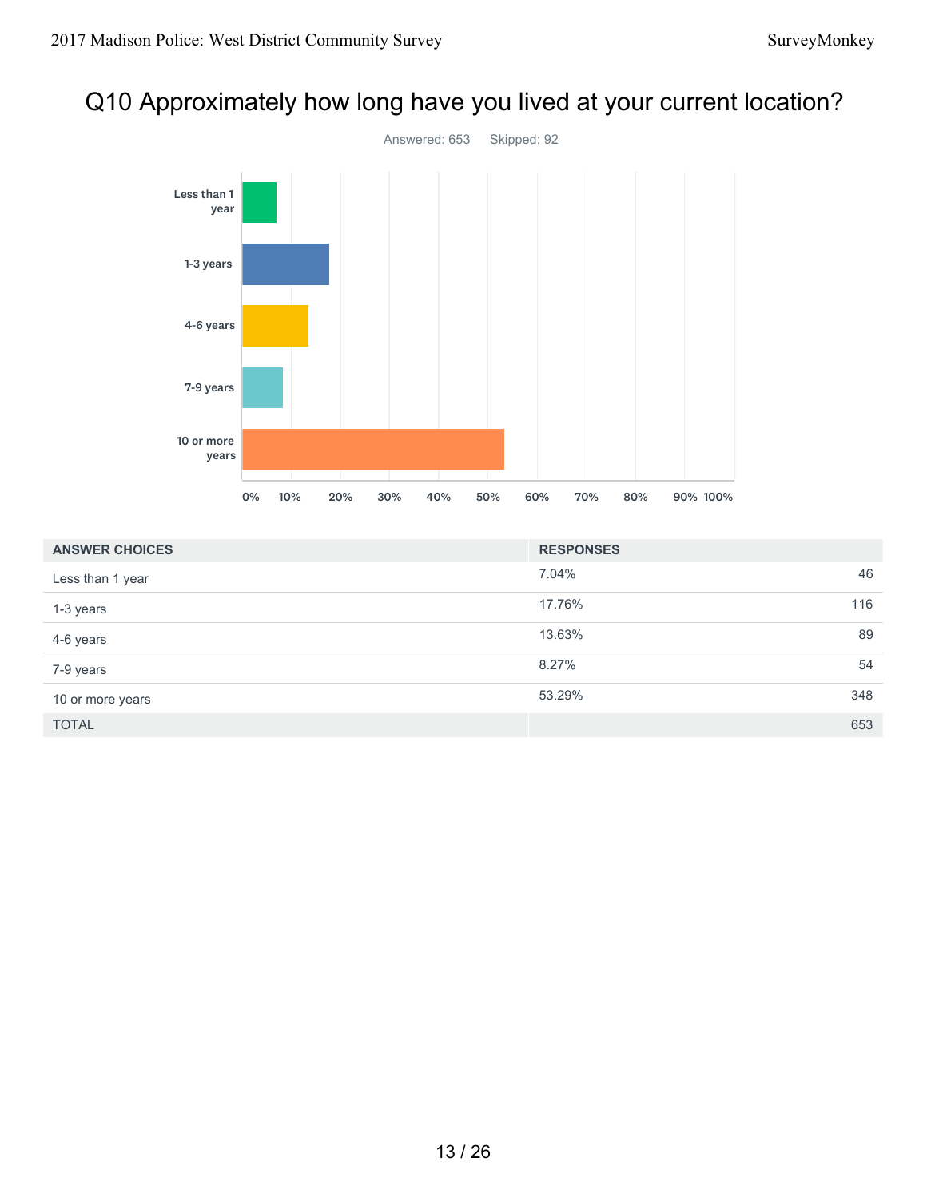# Q10 Approximately how long have you lived at your current location?

Answered: 653 Skipped: 92

| ANSWER CHOICES | RESPONSES | |
|---|---|---|
| Less than 1 year | 7.04% | 46 |
| 1-3 years | 17.76% | 116 |
| 4-6 years | 13.63% | 89 |
| 7-9 years | 8.27% | 54 |
| 10 or more years | 53.29% | 348 |
| TOTAL | | 653 |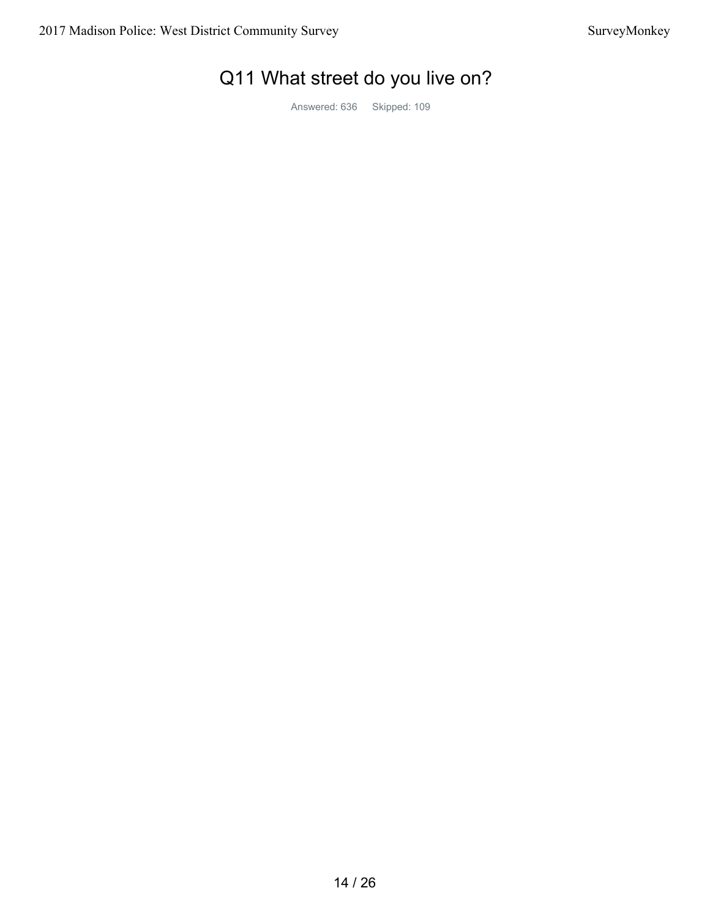## Q11 What street do you live on?

Answered: 636 Skipped: 109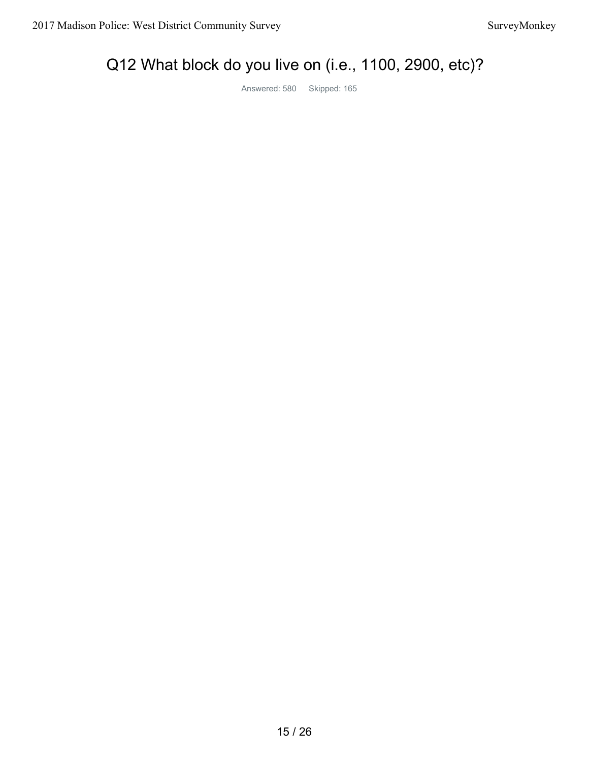# Q12 What block do you live on (i.e., 1100, 2900, etc)?

Answered: 580 Skipped: 165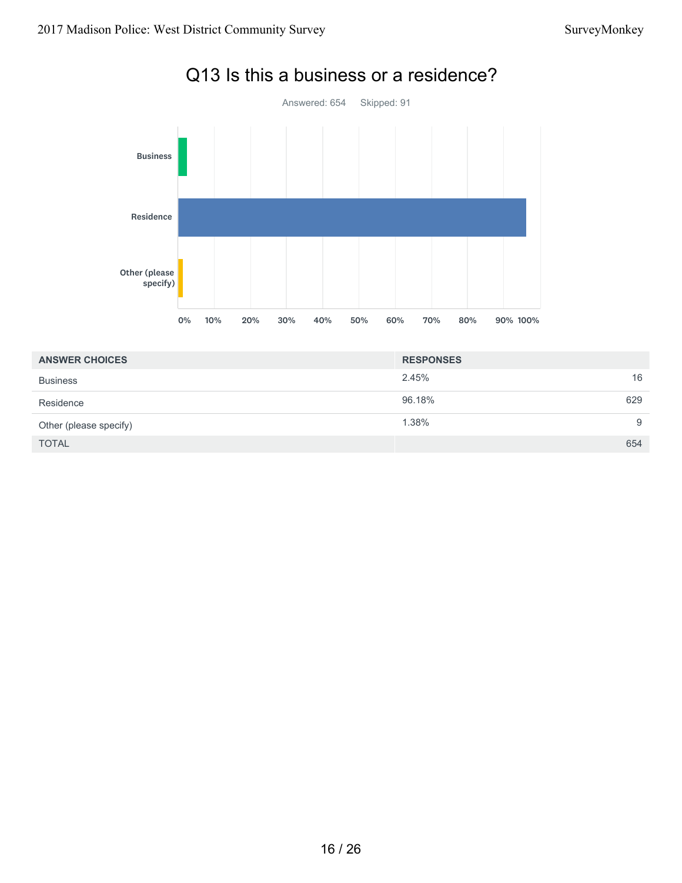# Q13 Is this a business or a residence?

Answered: 654    Skipped: 91

| ANSWER CHOICES | RESPONSES | |
|---|---|---|
| Business | 2.45% | 16 |
| Residence | 96.18% | 629 |
| Other (please specify) | 1.38% | 9 |
| TOTAL | | 654 |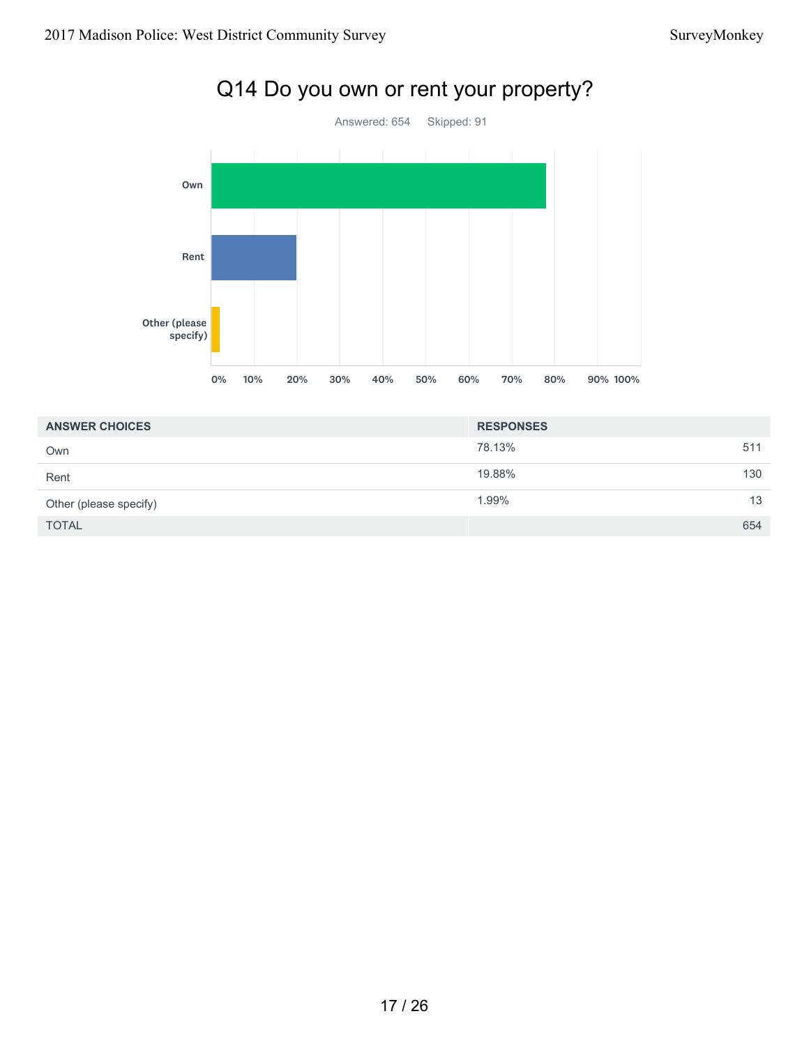# Q14 Do you own or rent your property?

Answered: 654 Skipped: 91

| ANSWER CHOICES | RESPONSES | |
|---|---|---|
| Own | 78.13% | 511 |
| Rent | 19.88% | 130 |
| Other (please specify) | 1.99% | 13 |
| TOTAL | | 654 |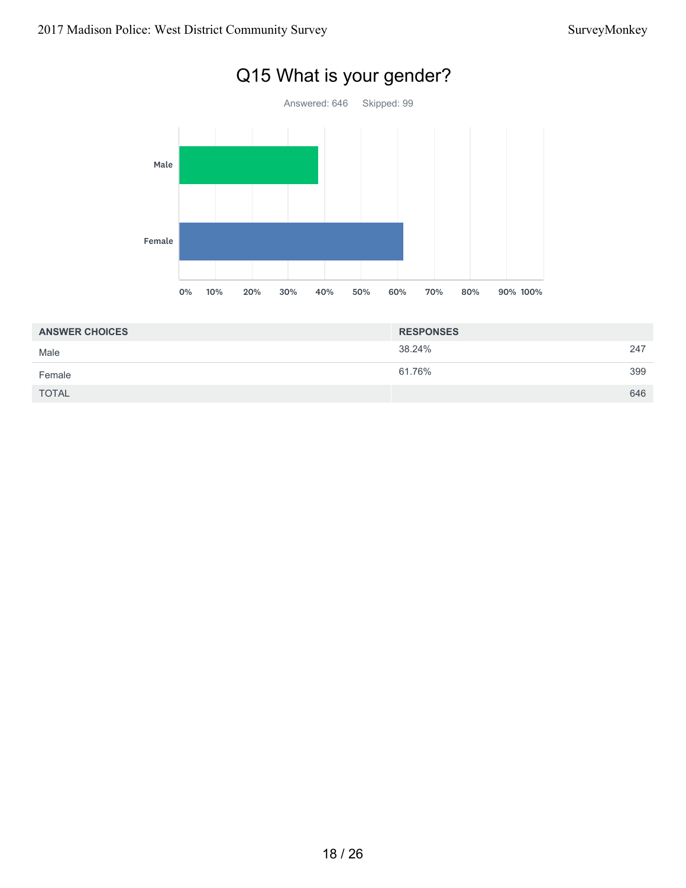# Q15 What is your gender?

Answered: 646 Skipped: 99

| ANSWER CHOICES | RESPONSES | |
|---|---|---|
| Male | 38.24% | 247 |
| Female | 61.76% | 399 |
| TOTAL | | 646 |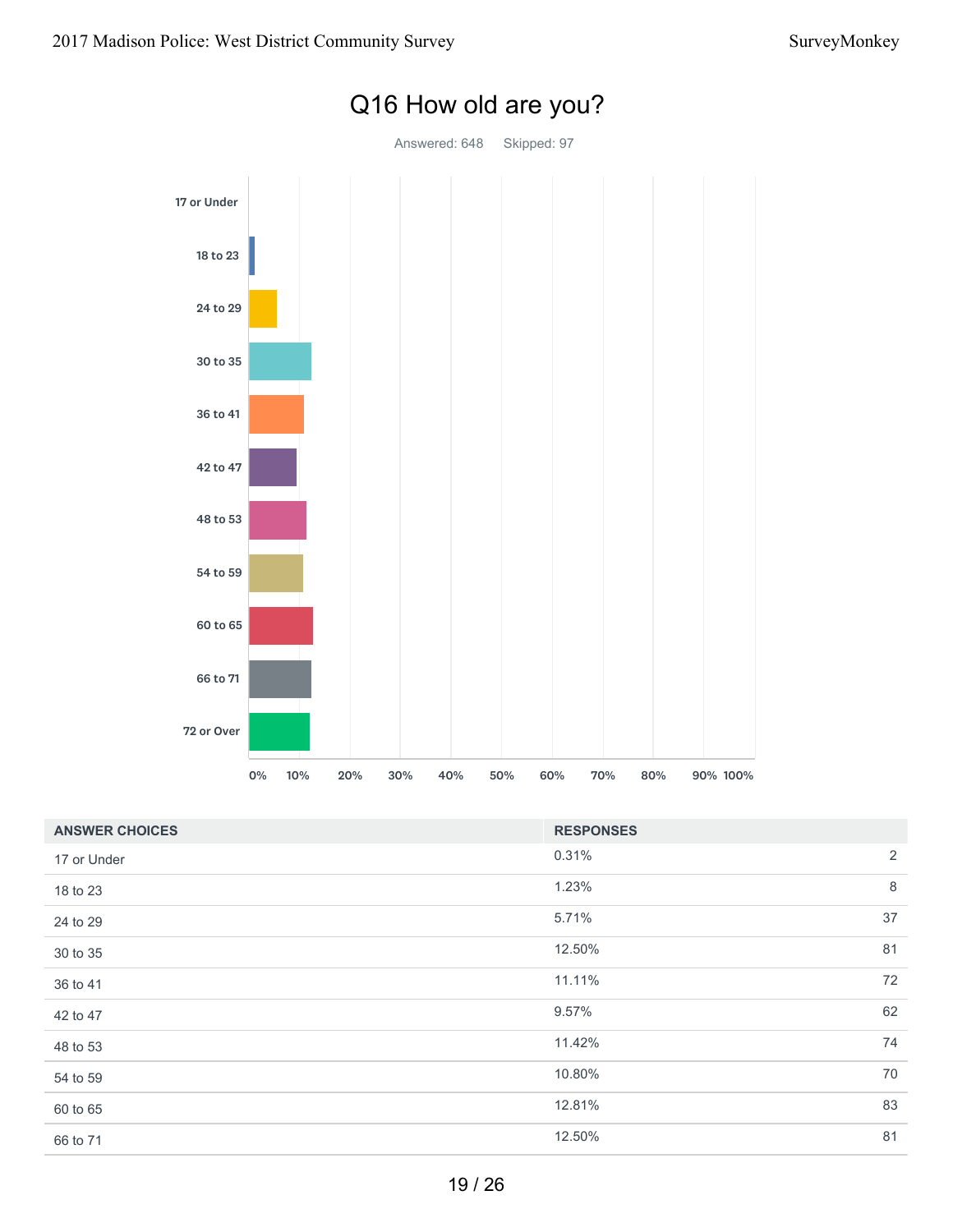## Q16 How old are you?

Answered: 648 Skipped: 97

| ANSWER CHOICES | RESPONSES | |
|---|---|---|
| 17 or Under | 0.31% | 2 |
| 18 to 23 | 1.23% | 8 |
| 24 to 29 | 5.71% | 37 |
| 30 to 35 | 12.50% | 81 |
| 36 to 41 | 11.11% | 72 |
| 42 to 47 | 9.57% | 62 |
| 48 to 53 | 11.42% | 74 |
| 54 to 59 | 10.80% | 70 |
| 60 to 65 | 12.81% | 83 |
| 66 to 71 | 12.50% | 81 |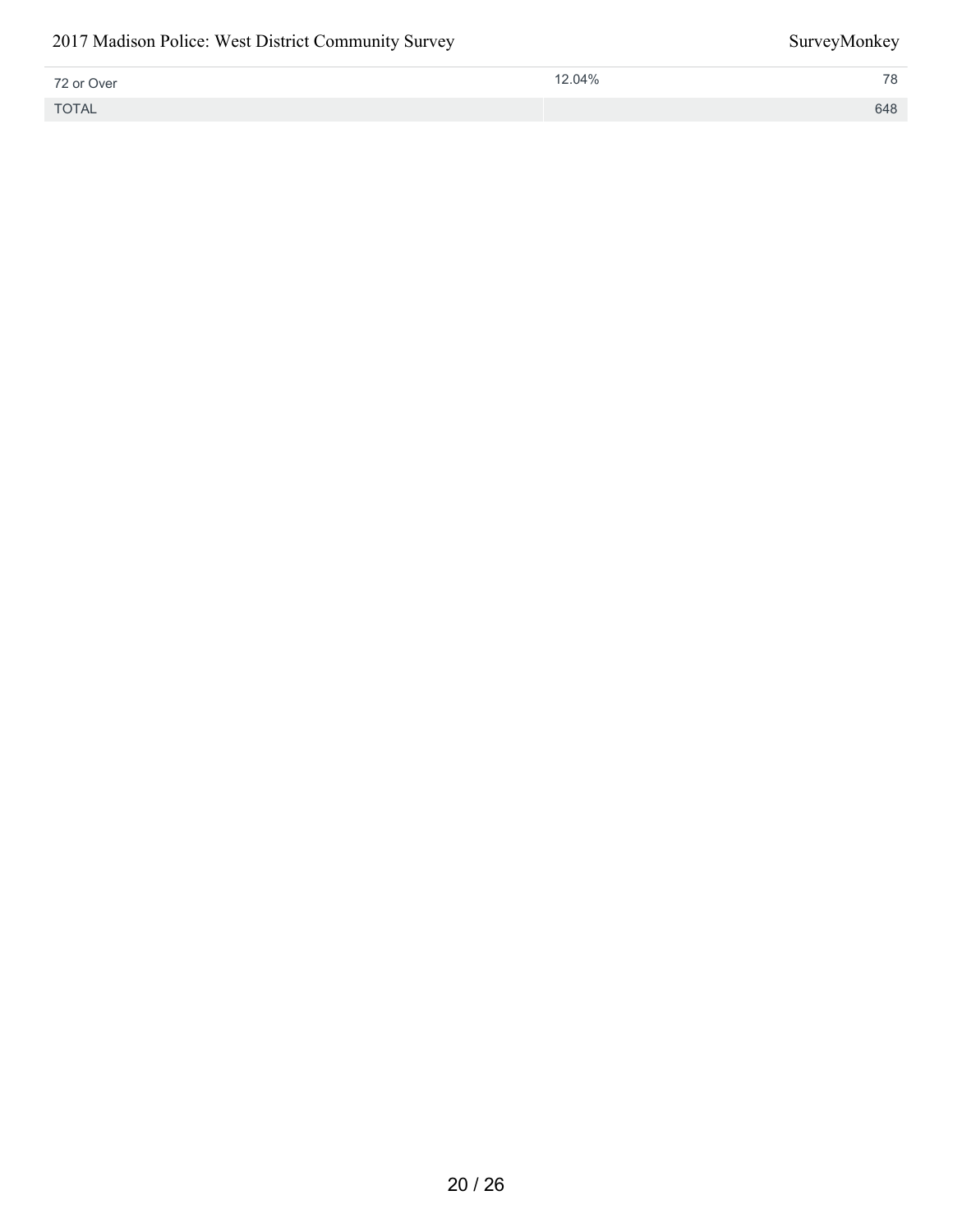| | | |
|---|---|---|
| 72 or Over | 12.04% | 78 |
| TOTAL | | 648 |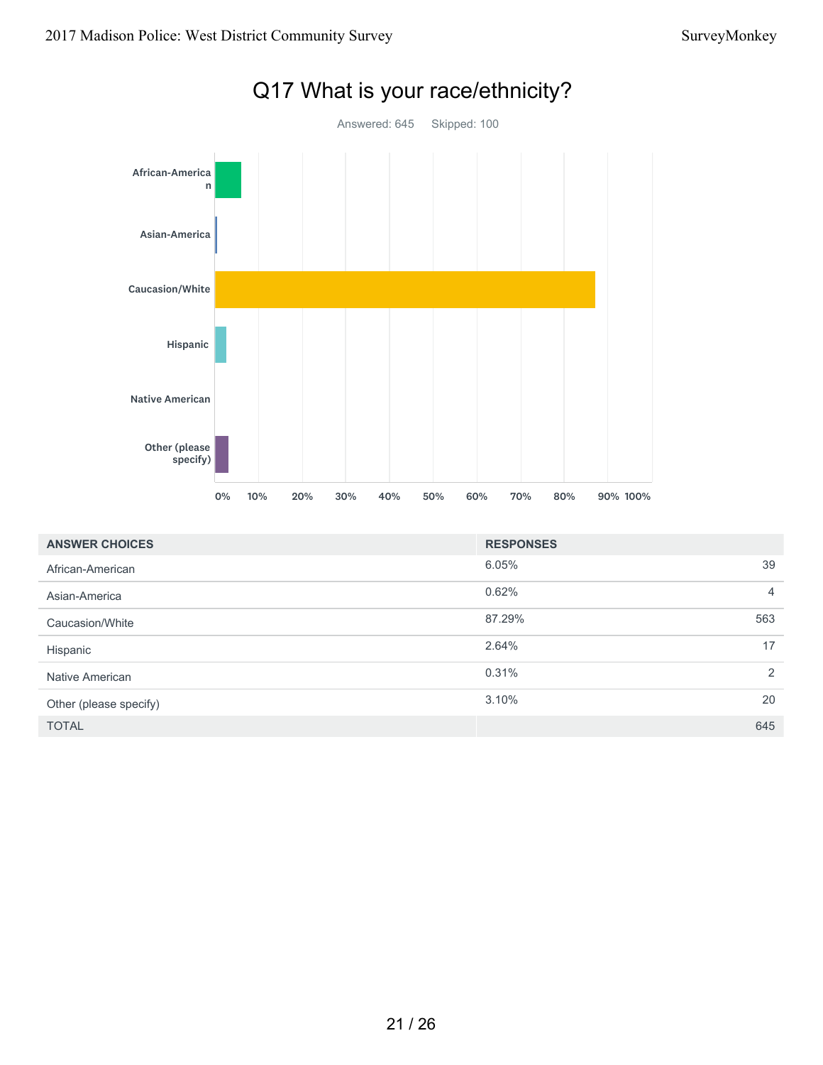# Q17 What is your race/ethnicity?

Answered: 645 Skipped: 100

| ANSWER CHOICES | RESPONSES | |
|---|---|---|
| African-American | 6.05% | 39 |
| Asian-America | 0.62% | 4 |
| Caucasion/White | 87.29% | 563 |
| Hispanic | 2.64% | 17 |
| Native American | 0.31% | 2 |
| Other (please specify) | 3.10% | 20 |
| TOTAL | | 645 |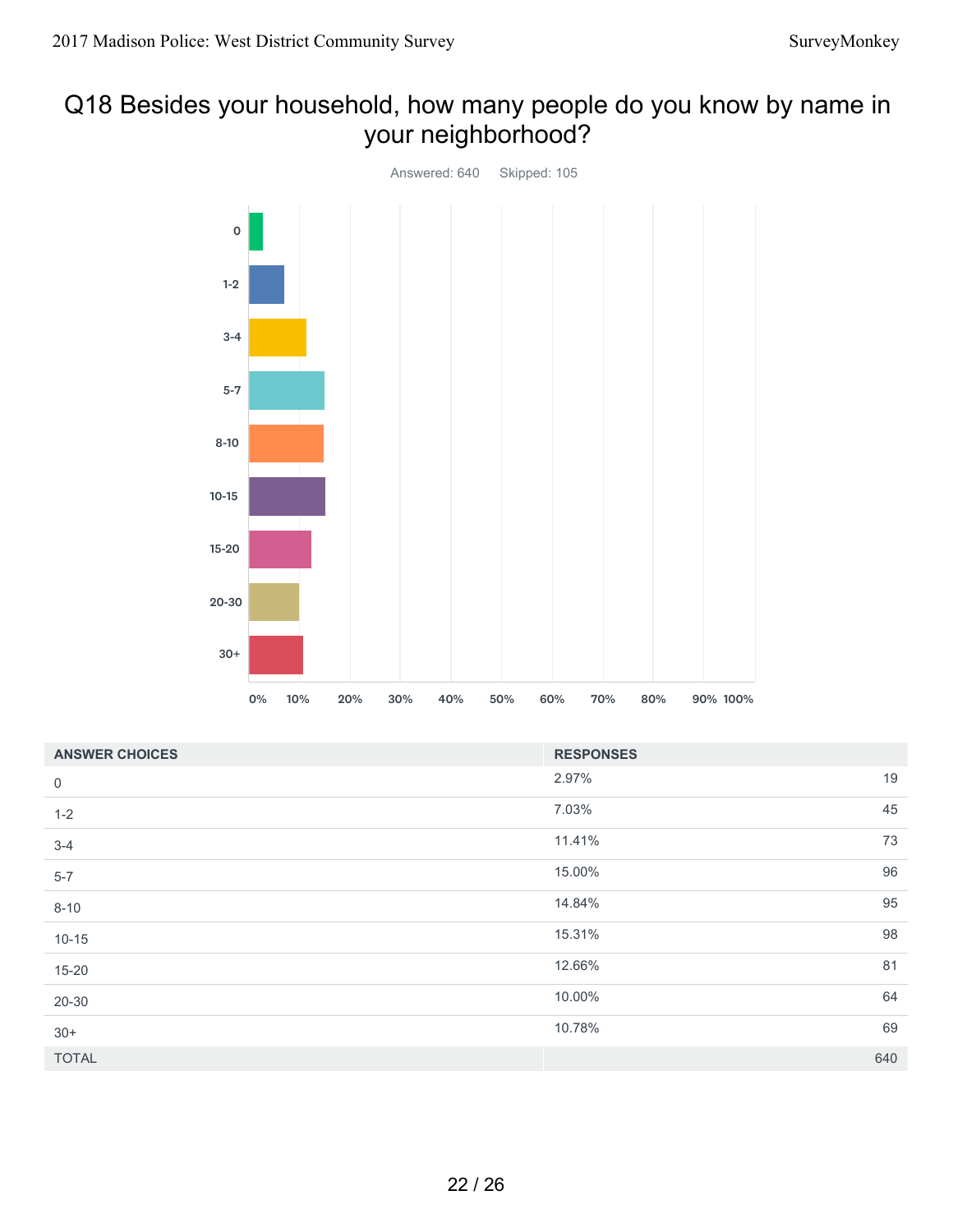# Q18 Besides your household, how many people do you know by name in your neighborhood?

Answered: 640 Skipped: 105

| ANSWER CHOICES | RESPONSES | |
|---|---|---|
| 0 | 2.97% | 19 |
| 1-2 | 7.03% | 45 |
| 3-4 | 11.41% | 73 |
| 5-7 | 15.00% | 96 |
| 8-10 | 14.84% | 95 |
| 10-15 | 15.31% | 98 |
| 15-20 | 12.66% | 81 |
| 20-30 | 10.00% | 64 |
| 30+ | 10.78% | 69 |
| TOTAL | | 640 |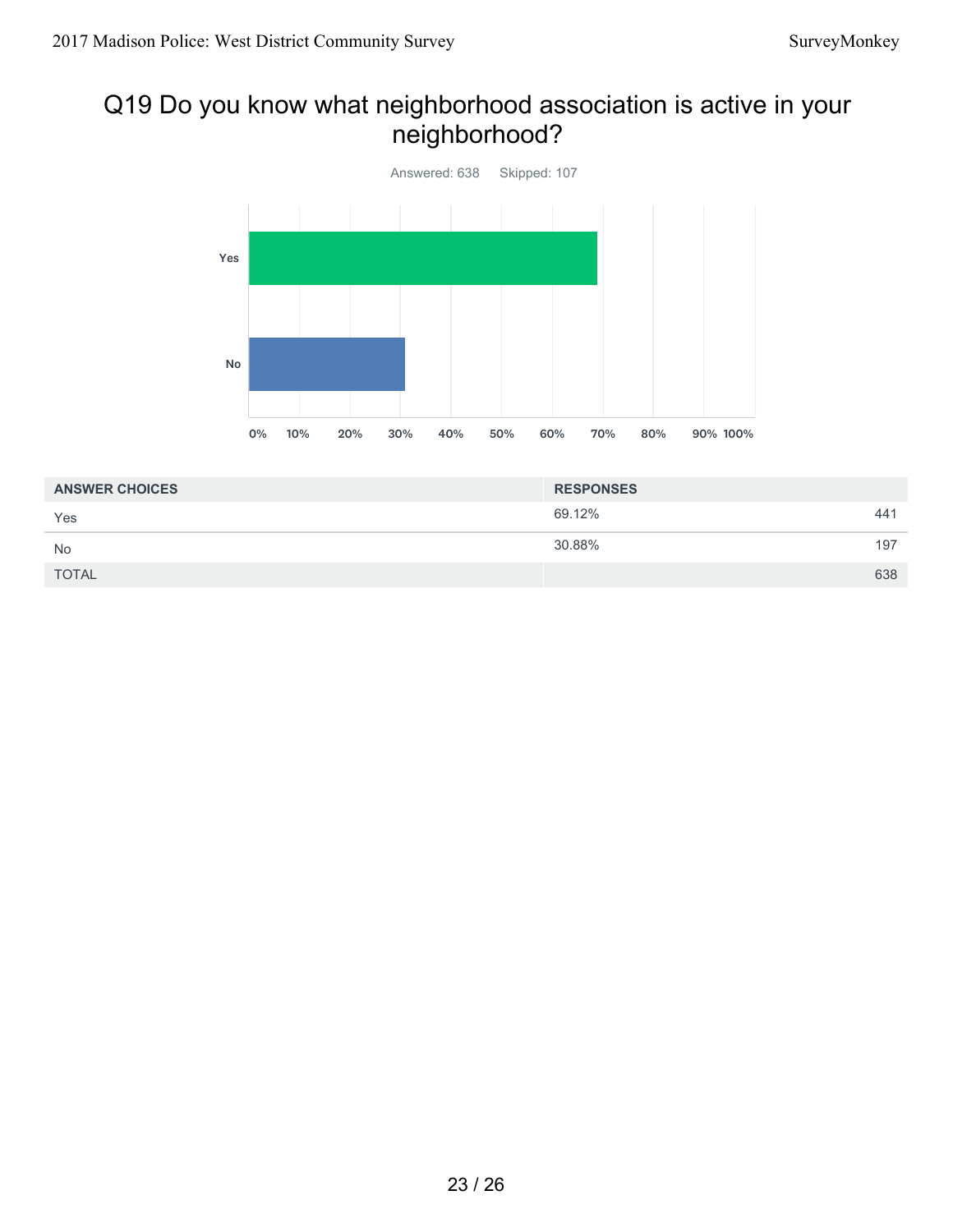## Q19 Do you know what neighborhood association is active in your neighborhood?

Answered: 638 Skipped: 107

| ANSWER CHOICES | RESPONSES | |
|---|---|---|
| Yes | 69.12% | 441 |
| No | 30.88% | 197 |
| TOTAL | | 638 |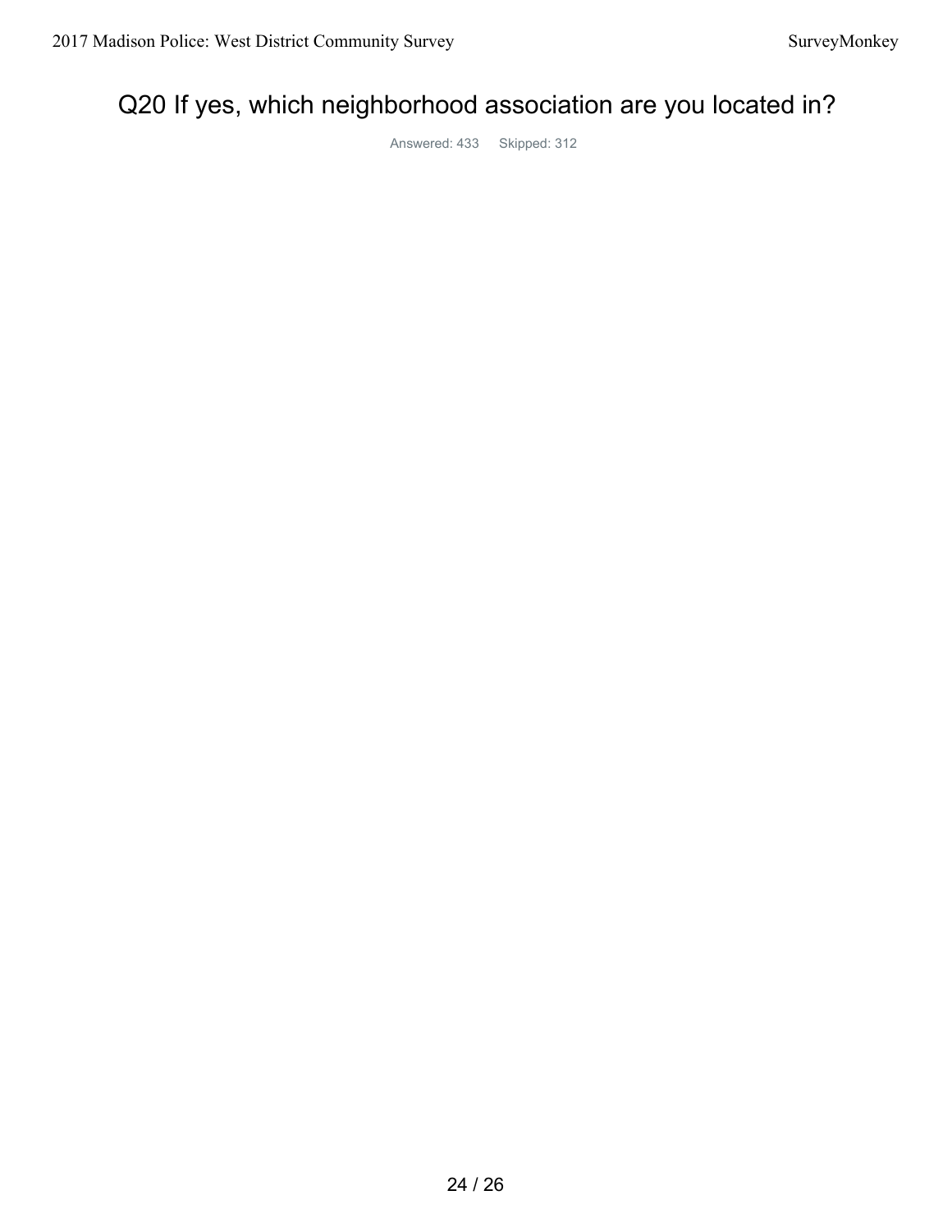# Q20 If yes, which neighborhood association are you located in?

Answered: 433 Skipped: 312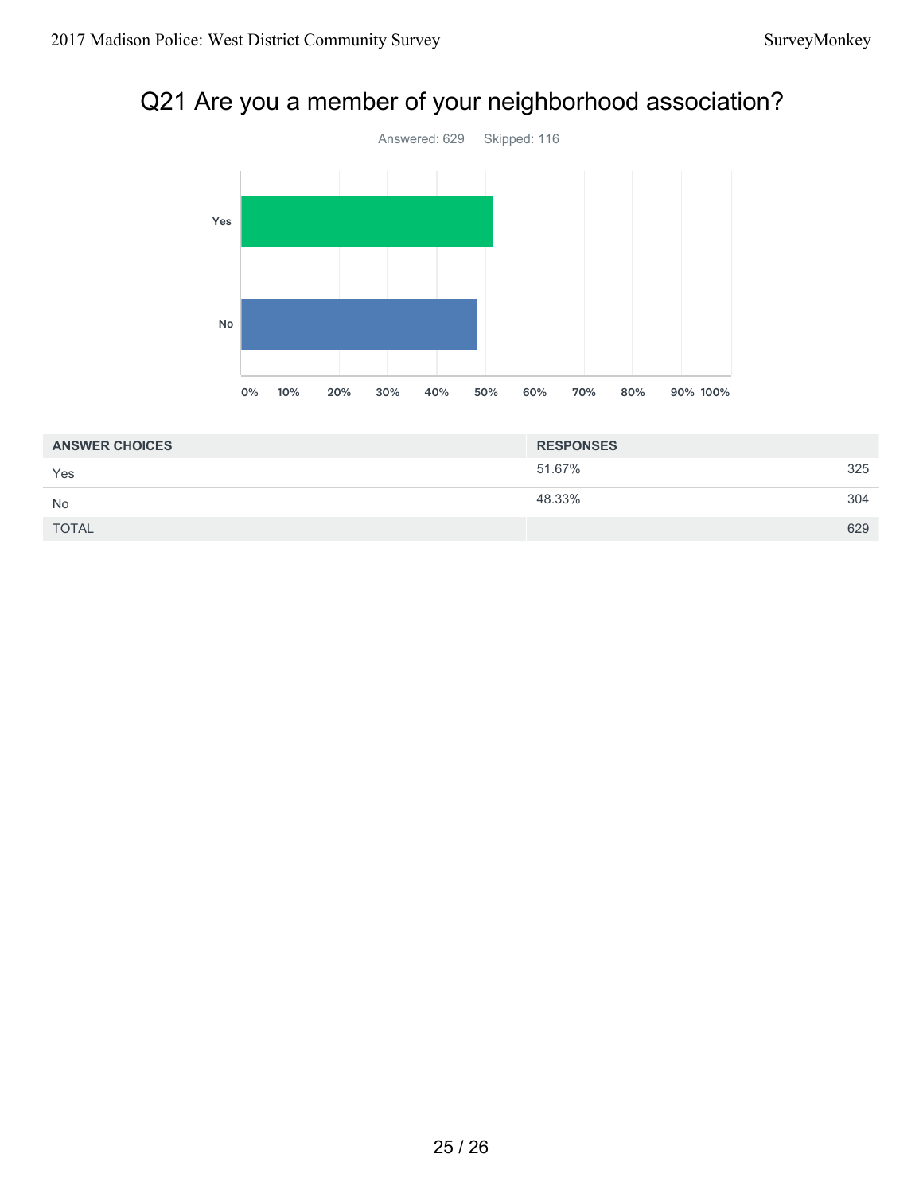# Q21 Are you a member of your neighborhood association?

Answered: 629 Skipped: 116

| ANSWER CHOICES | RESPONSES | |
|---|---|---|
| Yes | 51.67% | 325 |
| No | 48.33% | 304 |
| TOTAL | | 629 |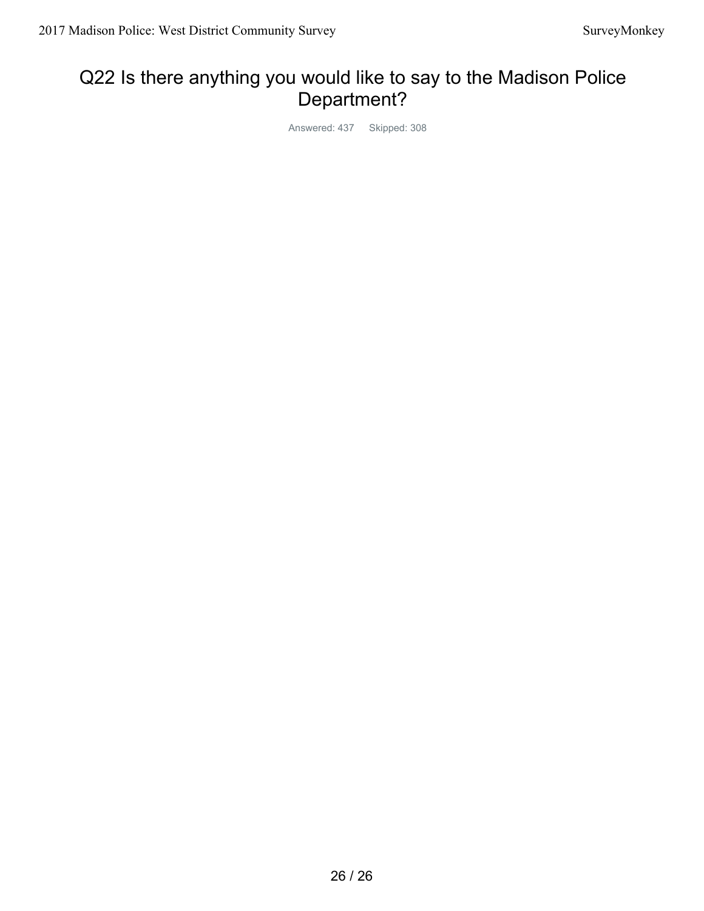# Q22 Is there anything you would like to say to the Madison Police Department?

Answered: 437 Skipped: 308